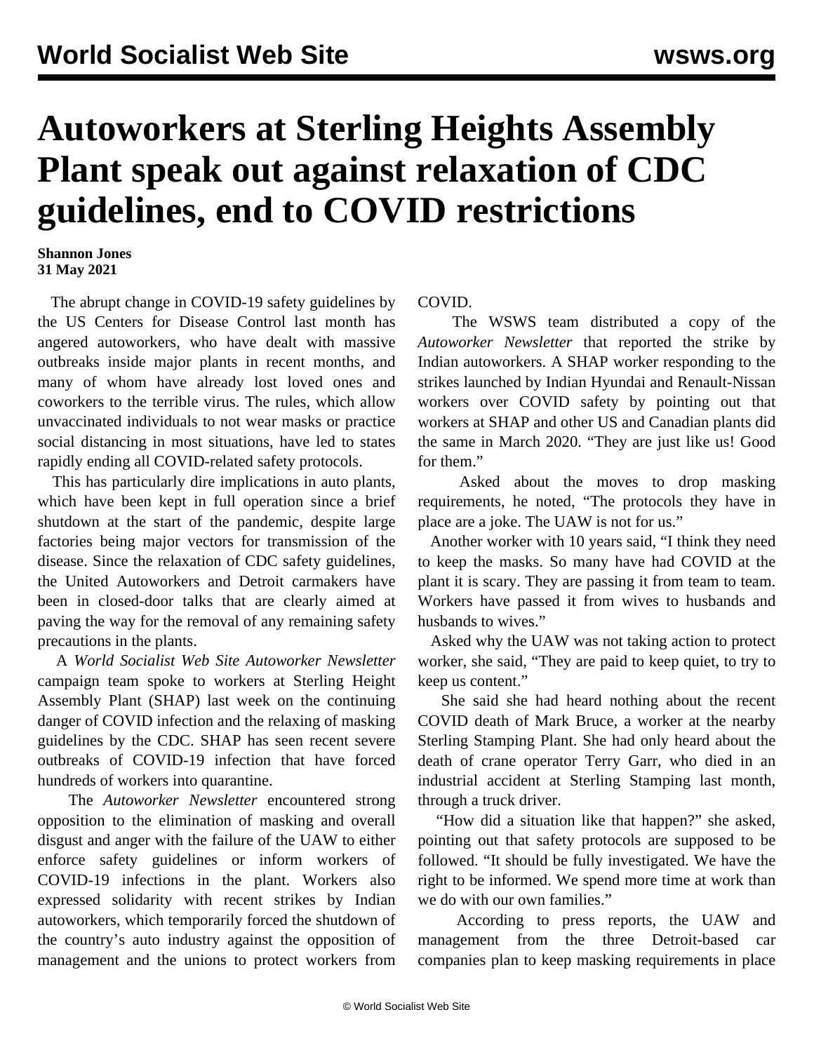# Autoworkers at Sterling Heights Assembly Plant speak out against relaxation of CDC guidelines, end to COVID restrictions

**Shannon Jones**
**31 May 2021**

The abrupt change in COVID-19 safety guidelines by the US Centers for Disease Control last month has angered autoworkers, who have dealt with massive outbreaks inside major plants in recent months, and many of whom have already lost loved ones and coworkers to the terrible virus. The rules, which allow unvaccinated individuals to not wear masks or practice social distancing in most situations, have led to states rapidly ending all COVID-related safety protocols.

This has particularly dire implications in auto plants, which have been kept in full operation since a brief shutdown at the start of the pandemic, despite large factories being major vectors for transmission of the disease. Since the relaxation of CDC safety guidelines, the United Autoworkers and Detroit carmakers have been in closed-door talks that are clearly aimed at paving the way for the removal of any remaining safety precautions in the plants.

A *World Socialist Web Site Autoworker Newsletter* campaign team spoke to workers at Sterling Height Assembly Plant (SHAP) last week on the continuing danger of COVID infection and the relaxing of masking guidelines by the CDC. SHAP has seen recent severe outbreaks of COVID-19 infection that have forced hundreds of workers into quarantine.

The *Autoworker Newsletter* encountered strong opposition to the elimination of masking and overall disgust and anger with the failure of the UAW to either enforce safety guidelines or inform workers of COVID-19 infections in the plant. Workers also expressed solidarity with recent strikes by Indian autoworkers, which temporarily forced the shutdown of the country's auto industry against the opposition of management and the unions to protect workers from COVID.

The WSWS team distributed a copy of the *Autoworker Newsletter* that reported the strike by Indian autoworkers. A SHAP worker responding to the strikes launched by Indian Hyundai and Renault-Nissan workers over COVID safety by pointing out that workers at SHAP and other US and Canadian plants did the same in March 2020. "They are just like us! Good for them."

Asked about the moves to drop masking requirements, he noted, "The protocols they have in place are a joke. The UAW is not for us."

Another worker with 10 years said, "I think they need to keep the masks. So many have had COVID at the plant it is scary. They are passing it from team to team. Workers have passed it from wives to husbands and husbands to wives."

Asked why the UAW was not taking action to protect worker, she said, "They are paid to keep quiet, to try to keep us content."

She said she had heard nothing about the recent COVID death of Mark Bruce, a worker at the nearby Sterling Stamping Plant. She had only heard about the death of crane operator Terry Garr, who died in an industrial accident at Sterling Stamping last month, through a truck driver.

"How did a situation like that happen?" she asked, pointing out that safety protocols are supposed to be followed. "It should be fully investigated. We have the right to be informed. We spend more time at work than we do with our own families."

According to press reports, the UAW and management from the three Detroit-based car companies plan to keep masking requirements in place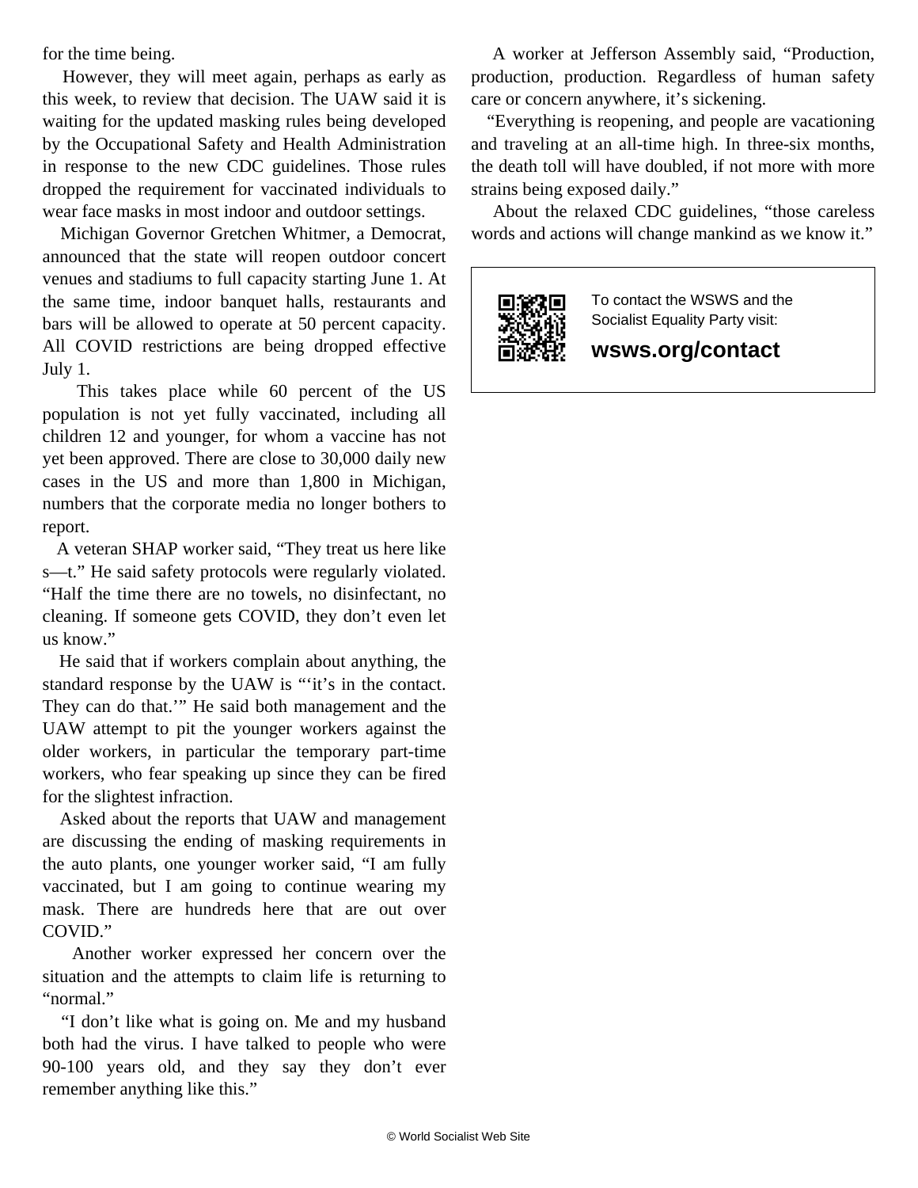for the time being.

However, they will meet again, perhaps as early as this week, to review that decision. The UAW said it is waiting for the updated masking rules being developed by the Occupational Safety and Health Administration in response to the new CDC guidelines. Those rules dropped the requirement for vaccinated individuals to wear face masks in most indoor and outdoor settings.

Michigan Governor Gretchen Whitmer, a Democrat, announced that the state will reopen outdoor concert venues and stadiums to full capacity starting June 1. At the same time, indoor banquet halls, restaurants and bars will be allowed to operate at 50 percent capacity. All COVID restrictions are being dropped effective July 1.

This takes place while 60 percent of the US population is not yet fully vaccinated, including all children 12 and younger, for whom a vaccine has not yet been approved. There are close to 30,000 daily new cases in the US and more than 1,800 in Michigan, numbers that the corporate media no longer bothers to report.

A veteran SHAP worker said, "They treat us here like s—t." He said safety protocols were regularly violated. "Half the time there are no towels, no disinfectant, no cleaning. If someone gets COVID, they don't even let us know."

He said that if workers complain about anything, the standard response by the UAW is "'it's in the contact. They can do that.'" He said both management and the UAW attempt to pit the younger workers against the older workers, in particular the temporary part-time workers, who fear speaking up since they can be fired for the slightest infraction.

Asked about the reports that UAW and management are discussing the ending of masking requirements in the auto plants, one younger worker said, "I am fully vaccinated, but I am going to continue wearing my mask. There are hundreds here that are out over COVID."

Another worker expressed her concern over the situation and the attempts to claim life is returning to "normal."

"I don't like what is going on. Me and my husband both had the virus. I have talked to people who were 90-100 years old, and they say they don't ever remember anything like this."

A worker at Jefferson Assembly said, "Production, production, production. Regardless of human safety care or concern anywhere, it's sickening.

"Everything is reopening, and people are vacationing and traveling at an all-time high. In three-six months, the death toll will have doubled, if not more with more strains being exposed daily."

About the relaxed CDC guidelines, "those careless words and actions will change mankind as we know it."

To contact the WSWS and the Socialist Equality Party visit:

**wsws.org/contact**